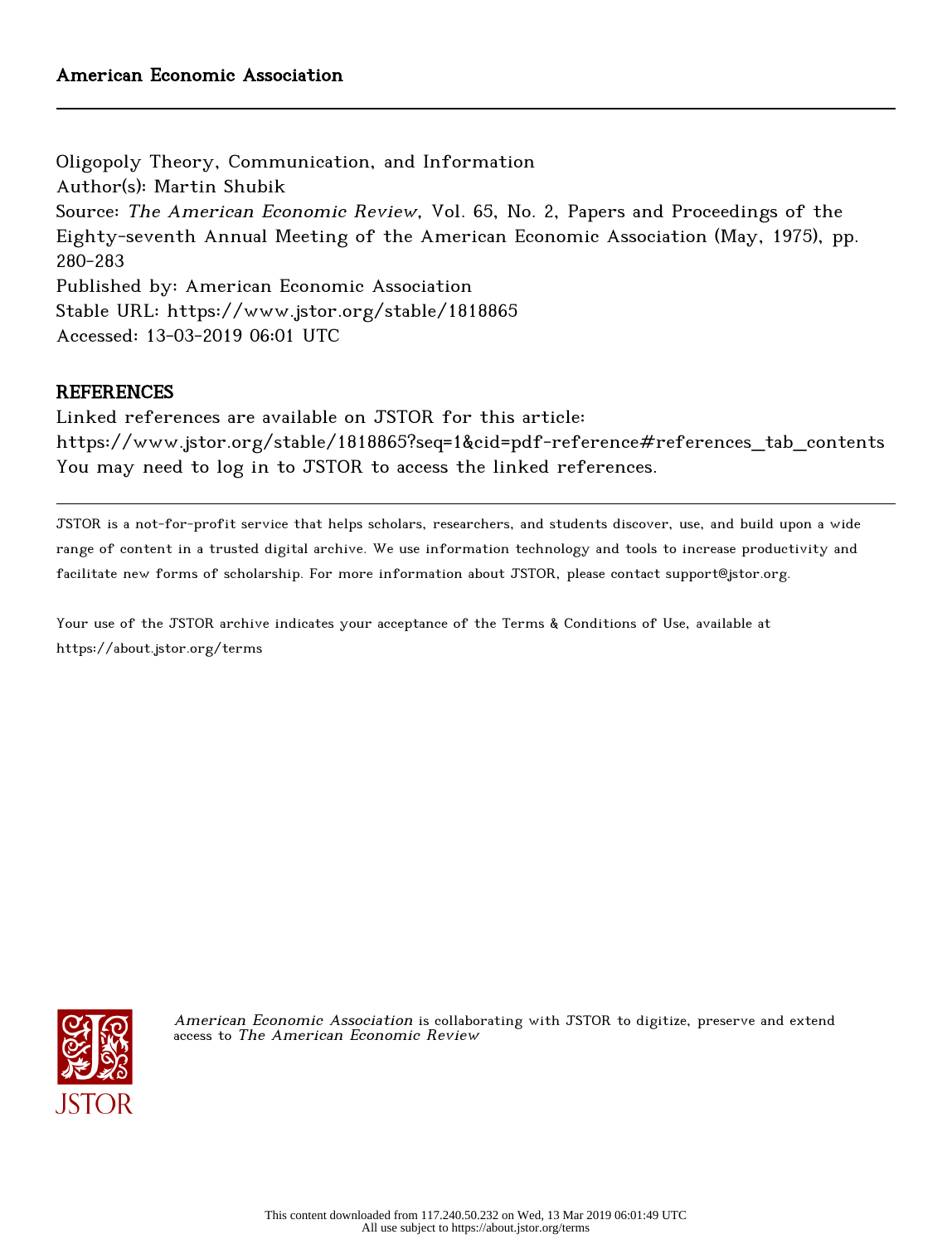American Economic Association

Oligopoly Theory, Communication, and Information
Author(s): Martin Shubik
Source: *The American Economic Review*, Vol. 65, No. 2, Papers and Proceedings of the Eighty-seventh Annual Meeting of the American Economic Association (May, 1975), pp. 280-283
Published by: American Economic Association
Stable URL: https://www.jstor.org/stable/1818865
Accessed: 13-03-2019 06:01 UTC

## REFERENCES

Linked references are available on JSTOR for this article:
https://www.jstor.org/stable/1818865?seq=1&cid=pdf-reference#references_tab_contents
You may need to log in to JSTOR to access the linked references.

JSTOR is a not-for-profit service that helps scholars, researchers, and students discover, use, and build upon a wide range of content in a trusted digital archive. We use information technology and tools to increase productivity and facilitate new forms of scholarship. For more information about JSTOR, please contact support@jstor.org.

Your use of the JSTOR archive indicates your acceptance of the Terms & Conditions of Use, available at https://about.jstor.org/terms

*American Economic Association* is collaborating with JSTOR to digitize, preserve and extend access to *The American Economic Review*

This content downloaded from 117.240.50.232 on Wed, 13 Mar 2019 06:01:49 UTC
All use subject to https://about.jstor.org/terms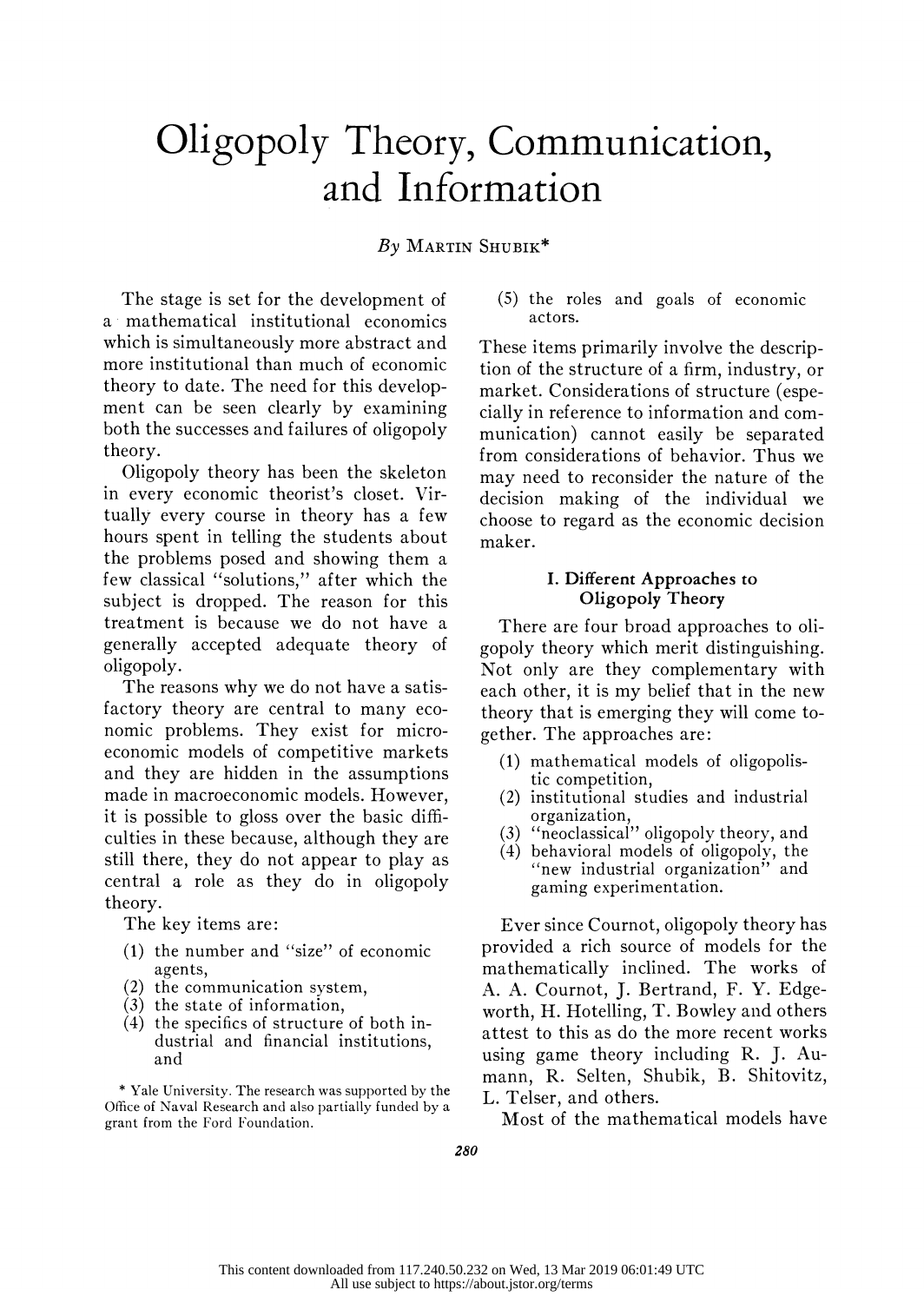# Oligopoly Theory, Communication, and Information

By Martin Shubik*

The stage is set for the development of a mathematical institutional economics which is simultaneously more abstract and more institutional than much of economic theory to date. The need for this development can be seen clearly by examining both the successes and failures of oligopoly theory.

Oligopoly theory has been the skeleton in every economic theorist's closet. Virtually every course in theory has a few hours spent in telling the students about the problems posed and showing them a few classical "solutions," after which the subject is dropped. The reason for this treatment is because we do not have a generally accepted adequate theory of oligopoly.

The reasons why we do not have a satisfactory theory are central to many economic problems. They exist for microeconomic models of competitive markets and they are hidden in the assumptions made in macroeconomic models. However, it is possible to gloss over the basic difficulties in these because, although they are still there, they do not appear to play as central a role as they do in oligopoly theory.

The key items are:

1. the number and "size" of economic agents,
2. the communication system,
3. the state of information,
4. the specifics of structure of both industrial and financial institutions, and
5. the roles and goals of economic actors.

These items primarily involve the description of the structure of a firm, industry, or market. Considerations of structure (especially in reference to information and communication) cannot easily be separated from considerations of behavior. Thus we may need to reconsider the nature of the decision making of the individual we choose to regard as the economic decision maker.

## I. Different Approaches to Oligopoly Theory

There are four broad approaches to oligopoly theory which merit distinguishing. Not only are they complementary with each other, it is my belief that in the new theory that is emerging they will come together. The approaches are:

1. mathematical models of oligopolistic competition,
2. institutional studies and industrial organization,
3. "neoclassical" oligopoly theory, and
4. behavioral models of oligopoly, the "new industrial organization" and gaming experimentation.

Ever since Cournot, oligopoly theory has provided a rich source of models for the mathematically inclined. The works of A. A. Cournot, J. Bertrand, F. Y. Edgeworth, H. Hotelling, T. Bowley and others attest to this as do the more recent works using game theory including R. J. Aumann, R. Selten, Shubik, B. Shitovitz, L. Telser, and others.

Most of the mathematical models have

\* Yale University. The research was supported by the Office of Naval Research and also partially funded by a grant from the Ford Foundation.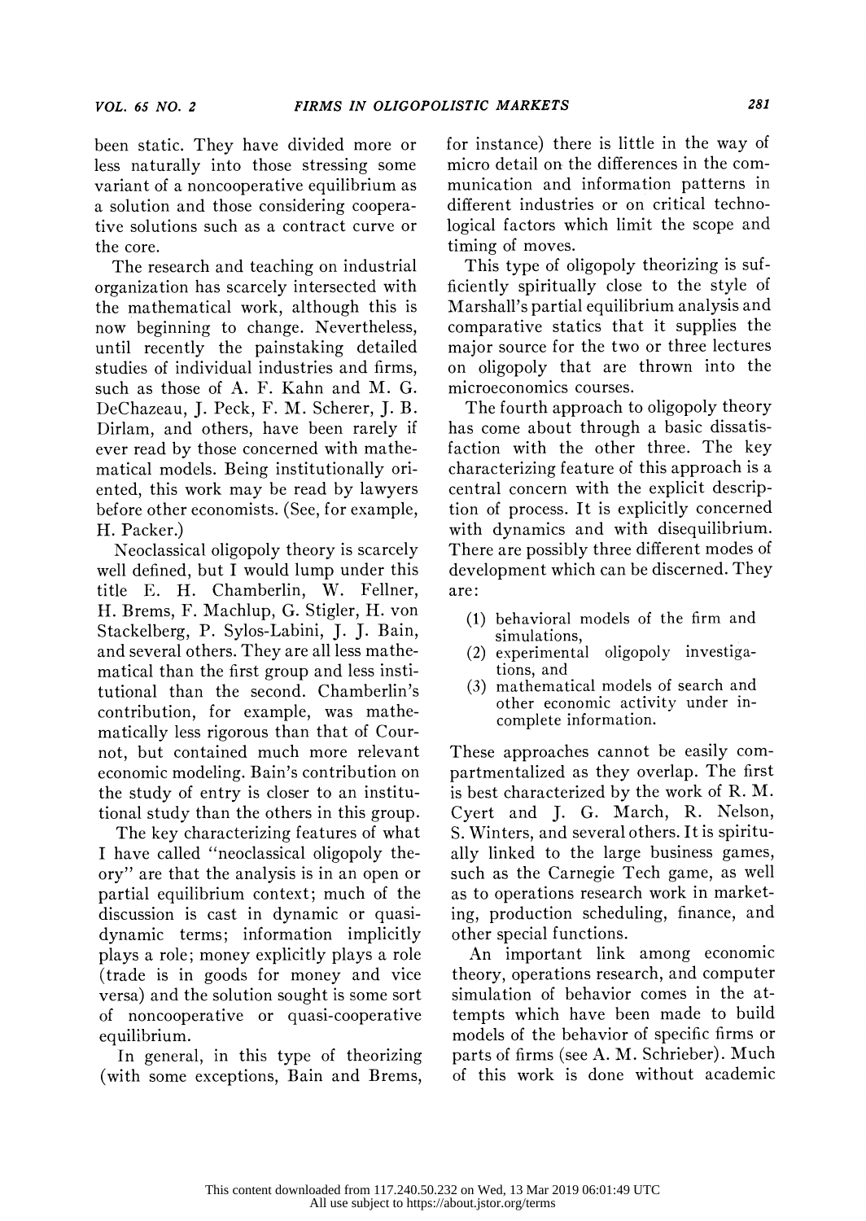been static. They have divided more or less naturally into those stressing some variant of a noncooperative equilibrium as a solution and those considering cooperative solutions such as a contract curve or the core.

The research and teaching on industrial organization has scarcely intersected with the mathematical work, although this is now beginning to change. Nevertheless, until recently the painstaking detailed studies of individual industries and firms, such as those of A. F. Kahn and M. G. DeChazeau, J. Peck, F. M. Scherer, J. B. Dirlam, and others, have been rarely if ever read by those concerned with mathematical models. Being institutionally oriented, this work may be read by lawyers before other economists. (See, for example, H. Packer.)

Neoclassical oligopoly theory is scarcely well defined, but I would lump under this title E. H. Chamberlin, W. Fellner, H. Brems, F. Machlup, G. Stigler, H. von Stackelberg, P. Sylos-Labini, J. J. Bain, and several others. They are all less mathematical than the first group and less institutional than the second. Chamberlin's contribution, for example, was mathematically less rigorous than that of Cournot, but contained much more relevant economic modeling. Bain's contribution on the study of entry is closer to an institutional study than the others in this group.

The key characterizing features of what I have called "neoclassical oligopoly theory" are that the analysis is in an open or partial equilibrium context; much of the discussion is cast in dynamic or quasi-dynamic terms; information implicitly plays a role; money explicitly plays a role (trade is in goods for money and vice versa) and the solution sought is some sort of noncooperative or quasi-cooperative equilibrium.

In general, in this type of theorizing (with some exceptions, Bain and Brems, for instance) there is little in the way of micro detail on the differences in the communication and information patterns in different industries or on critical technological factors which limit the scope and timing of moves.

This type of oligopoly theorizing is sufficiently spiritually close to the style of Marshall's partial equilibrium analysis and comparative statics that it supplies the major source for the two or three lectures on oligopoly that are thrown into the microeconomics courses.

The fourth approach to oligopoly theory has come about through a basic dissatisfaction with the other three. The key characterizing feature of this approach is a central concern with the explicit description of process. It is explicitly concerned with dynamics and with disequilibrium. There are possibly three different modes of development which can be discerned. They are:

(1) behavioral models of the firm and simulations,
(2) experimental oligopoly investigations, and
(3) mathematical models of search and other economic activity under incomplete information.

These approaches cannot be easily compartmentalized as they overlap. The first is best characterized by the work of R. M. Cyert and J. G. March, R. Nelson, S. Winters, and several others. It is spiritually linked to the large business games, such as the Carnegie Tech game, as well as to operations research work in marketing, production scheduling, finance, and other special functions.

An important link among economic theory, operations research, and computer simulation of behavior comes in the attempts which have been made to build models of the behavior of specific firms or parts of firms (see A. M. Schrieber). Much of this work is done without academic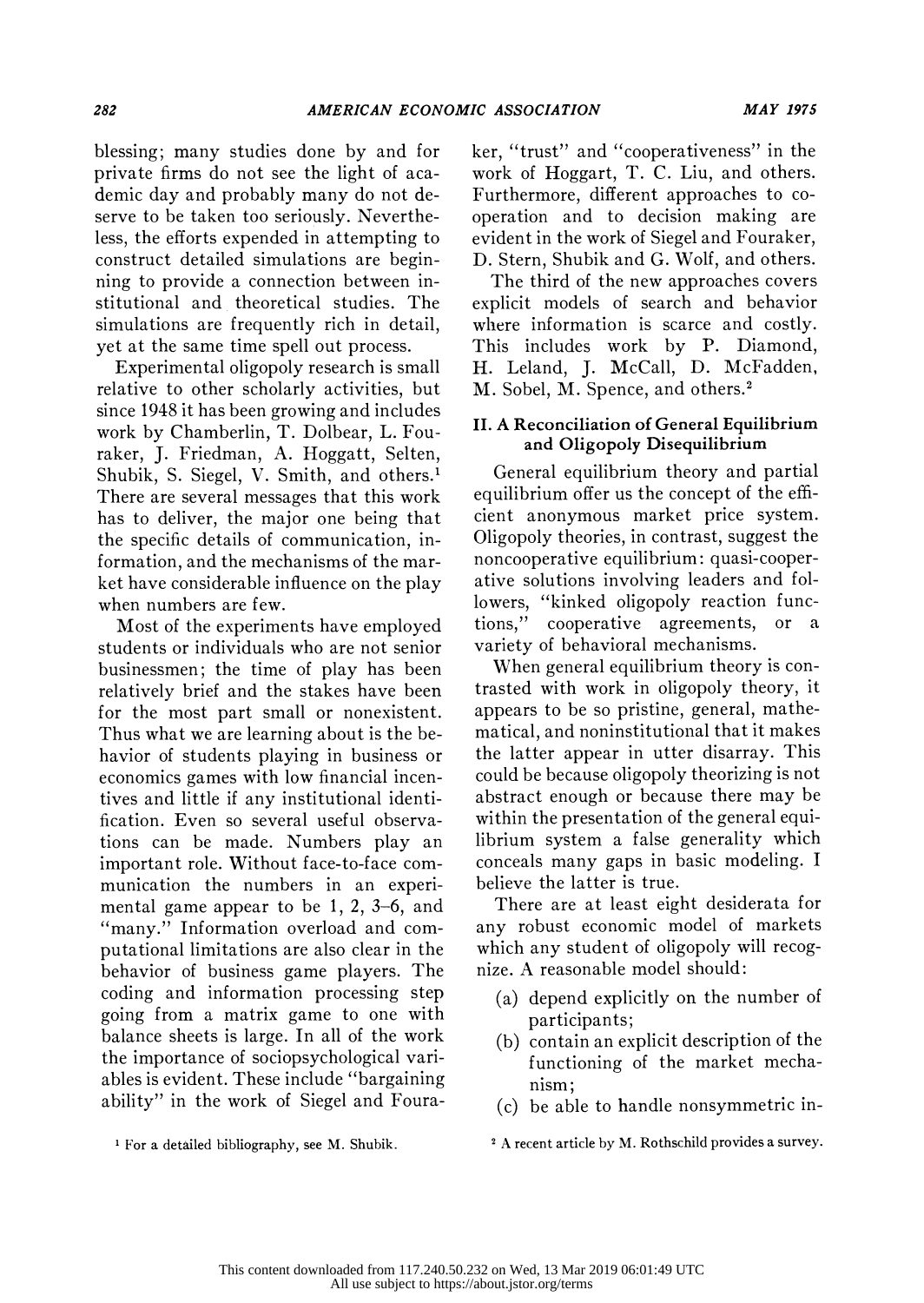blessing; many studies done by and for private firms do not see the light of academic day and probably many do not deserve to be taken too seriously. Nevertheless, the efforts expended in attempting to construct detailed simulations are beginning to provide a connection between institutional and theoretical studies. The simulations are frequently rich in detail, yet at the same time spell out process.

Experimental oligopoly research is small relative to other scholarly activities, but since 1948 it has been growing and includes work by Chamberlin, T. Dolbear, L. Fouraker, J. Friedman, A. Hoggatt, Selten, Shubik, S. Siegel, V. Smith, and others.[1] There are several messages that this work has to deliver, the major one being that the specific details of communication, information, and the mechanisms of the market have considerable influence on the play when numbers are few.

Most of the experiments have employed students or individuals who are not senior businessmen; the time of play has been relatively brief and the stakes have been for the most part small or nonexistent. Thus what we are learning about is the behavior of students playing in business or economics games with low financial incentives and little if any institutional identification. Even so several useful observations can be made. Numbers play an important role. Without face-to-face communication the numbers in an experimental game appear to be 1, 2, 3–6, and "many." Information overload and computational limitations are also clear in the behavior of business game players. The coding and information processing step going from a matrix game to one with balance sheets is large. In all of the work the importance of sociopsychological variables is evident. These include "bargaining ability" in the work of Siegel and Fouraker, "trust" and "cooperativeness" in the work of Hoggart, T. C. Liu, and others. Furthermore, different approaches to cooperation and to decision making are evident in the work of Siegel and Fouraker, D. Stern, Shubik and G. Wolf, and others.

The third of the new approaches covers explicit models of search and behavior where information is scarce and costly. This includes work by P. Diamond, H. Leland, J. McCall, D. McFadden, M. Sobel, M. Spence, and others.[2]

## II. A Reconciliation of General Equilibrium and Oligopoly Disequilibrium

General equilibrium theory and partial equilibrium offer us the concept of the efficient anonymous market price system. Oligopoly theories, in contrast, suggest the noncooperative equilibrium: quasi-cooperative solutions involving leaders and followers, "kinked oligopoly reaction functions," cooperative agreements, or a variety of behavioral mechanisms.

When general equilibrium theory is contrasted with work in oligopoly theory, it appears to be so pristine, general, mathematical, and noninstitutional that it makes the latter appear in utter disarray. This could be because oligopoly theorizing is not abstract enough or because there may be within the presentation of the general equilibrium system a false generality which conceals many gaps in basic modeling. I believe the latter is true.

There are at least eight desiderata for any robust economic model of markets which any student of oligopoly will recognize. A reasonable model should:

(a) depend explicitly on the number of participants;
(b) contain an explicit description of the functioning of the market mechanism;
(c) be able to handle nonsymmetric in-

[1] For a detailed bibliography, see M. Shubik.

[2] A recent article by M. Rothschild provides a survey.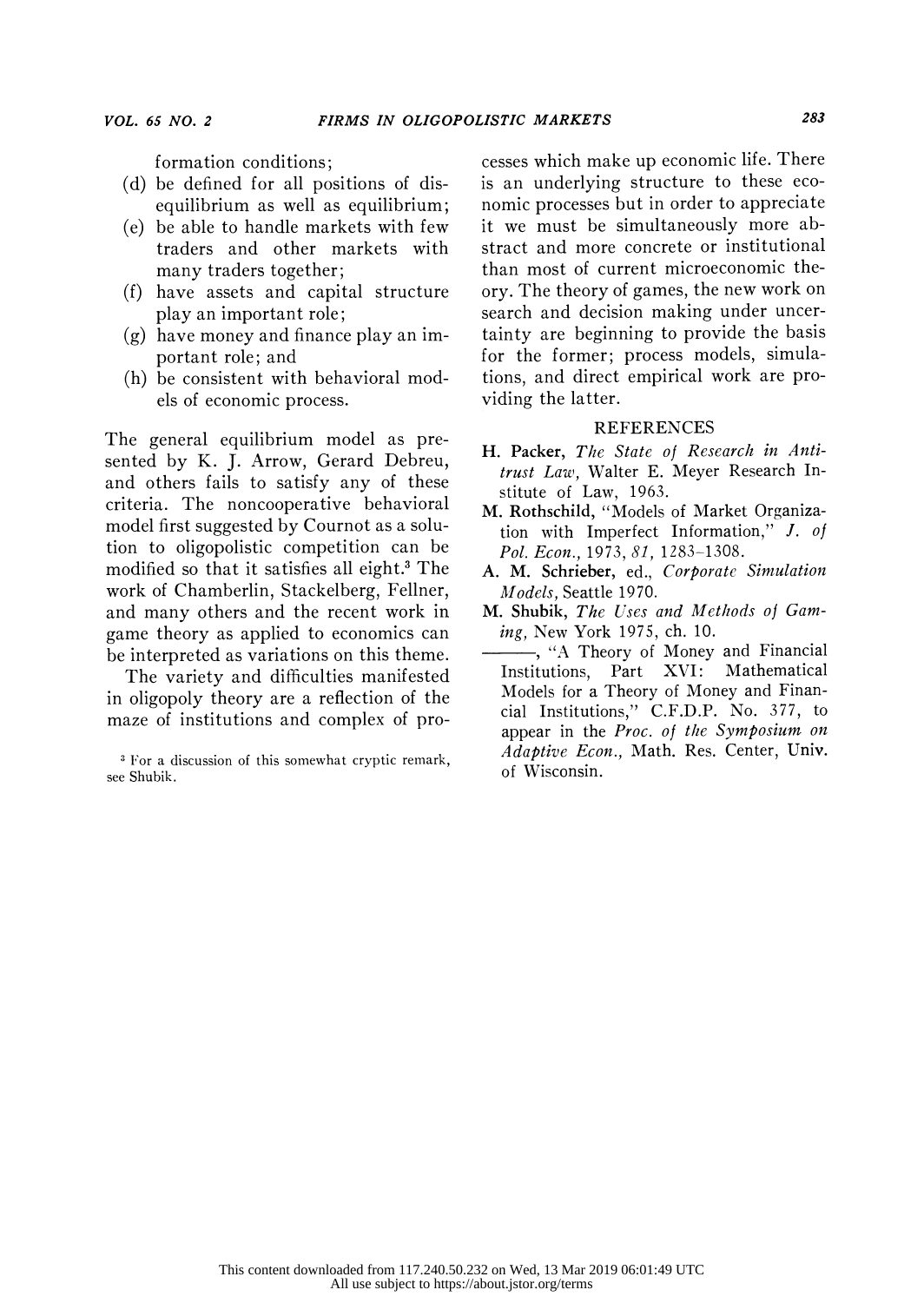formation conditions;

(d) be defined for all positions of disequilibrium as well as equilibrium;

(e) be able to handle markets with few traders and other markets with many traders together;

(f) have assets and capital structure play an important role;

(g) have money and finance play an important role; and

(h) be consistent with behavioral models of economic process.

The general equilibrium model as presented by K. J. Arrow, Gerard Debreu, and others fails to satisfy any of these criteria. The noncooperative behavioral model first suggested by Cournot as a solution to oligopolistic competition can be modified so that it satisfies all eight.[3] The work of Chamberlin, Stackelberg, Fellner, and many others and the recent work in game theory as applied to economics can be interpreted as variations on this theme.

The variety and difficulties manifested in oligopoly theory are a reflection of the maze of institutions and complex of processes which make up economic life. There is an underlying structure to these economic processes but in order to appreciate it we must be simultaneously more abstract and more concrete or institutional than most of current microeconomic theory. The theory of games, the new work on search and decision making under uncertainty are beginning to provide the basis for the former; process models, simulations, and direct empirical work are providing the latter.

[3] For a discussion of this somewhat cryptic remark, see Shubik.

## REFERENCES

**H. Packer**, *The State of Research in Antitrust Law*, Walter E. Meyer Research Institute of Law, 1963.

**M. Rothschild**, "Models of Market Organization with Imperfect Information," *J. of Pol. Econ.*, 1973, *81*, 1283–1308.

**A. M. Schrieber**, ed., *Corporate Simulation Models*, Seattle 1970.

**M. Shubik**, *The Uses and Methods of Gaming*, New York 1975, ch. 10.

———, "A Theory of Money and Financial Institutions, Part XVI: Mathematical Models for a Theory of Money and Financial Institutions," C.F.D.P. No. 377, to appear in the *Proc. of the Symposium on Adaptive Econ.*, Math. Res. Center, Univ. of Wisconsin.